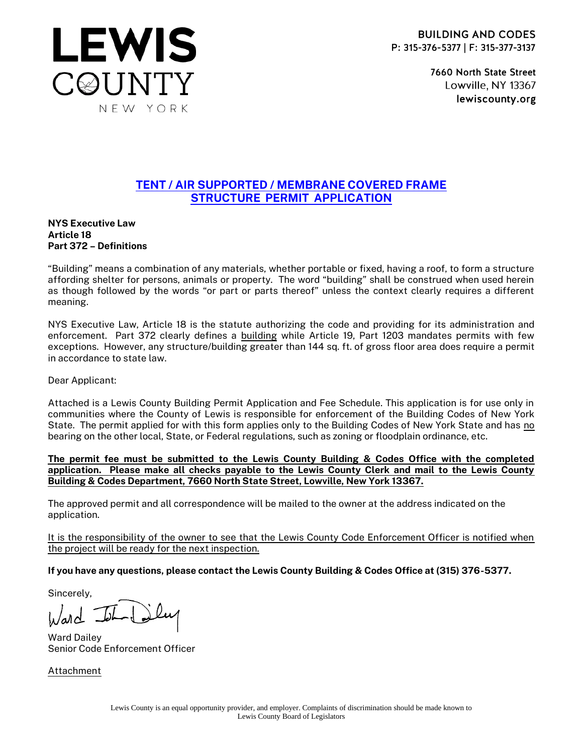# LEWIS COUNTY
NEW YORK

**BUILDING AND CODES**
**P: 315-376-5377 | F: 315-377-3137**

**7660 North State Street**
Lowville, NY 13367
**lewiscounty.org**

## TENT / AIR SUPPORTED / MEMBRANE COVERED FRAME STRUCTURE PERMIT APPLICATION

**NYS Executive Law**
**Article 18**
**Part 372 – Definitions**

"Building" means a combination of any materials, whether portable or fixed, having a roof, to form a structure affording shelter for persons, animals or property. The word "building" shall be construed when used herein as though followed by the words "or part or parts thereof" unless the context clearly requires a different meaning.

NYS Executive Law, Article 18 is the statute authorizing the code and providing for its administration and enforcement. Part 372 clearly defines a building while Article 19, Part 1203 mandates permits with few exceptions. However, any structure/building greater than 144 sq. ft. of gross floor area does require a permit in accordance to state law.

Dear Applicant:

Attached is a Lewis County Building Permit Application and Fee Schedule. This application is for use only in communities where the County of Lewis is responsible for enforcement of the Building Codes of New York State. The permit applied for with this form applies only to the Building Codes of New York State and has no bearing on the other local, State, or Federal regulations, such as zoning or floodplain ordinance, etc.

**The permit fee must be submitted to the Lewis County Building & Codes Office with the completed application. Please make all checks payable to the Lewis County Clerk and mail to the Lewis County Building & Codes Department, 7660 North State Street, Lowville, New York 13367.**

The approved permit and all correspondence will be mailed to the owner at the address indicated on the application.

It is the responsibility of the owner to see that the Lewis County Code Enforcement Officer is notified when the project will be ready for the next inspection.

**If you have any questions, please contact the Lewis County Building & Codes Office at (315) 376-5377.**

Sincerely,

Ward Dailey
Senior Code Enforcement Officer

Attachment

Lewis County is an equal opportunity provider, and employer. Complaints of discrimination should be made known to Lewis County Board of Legislators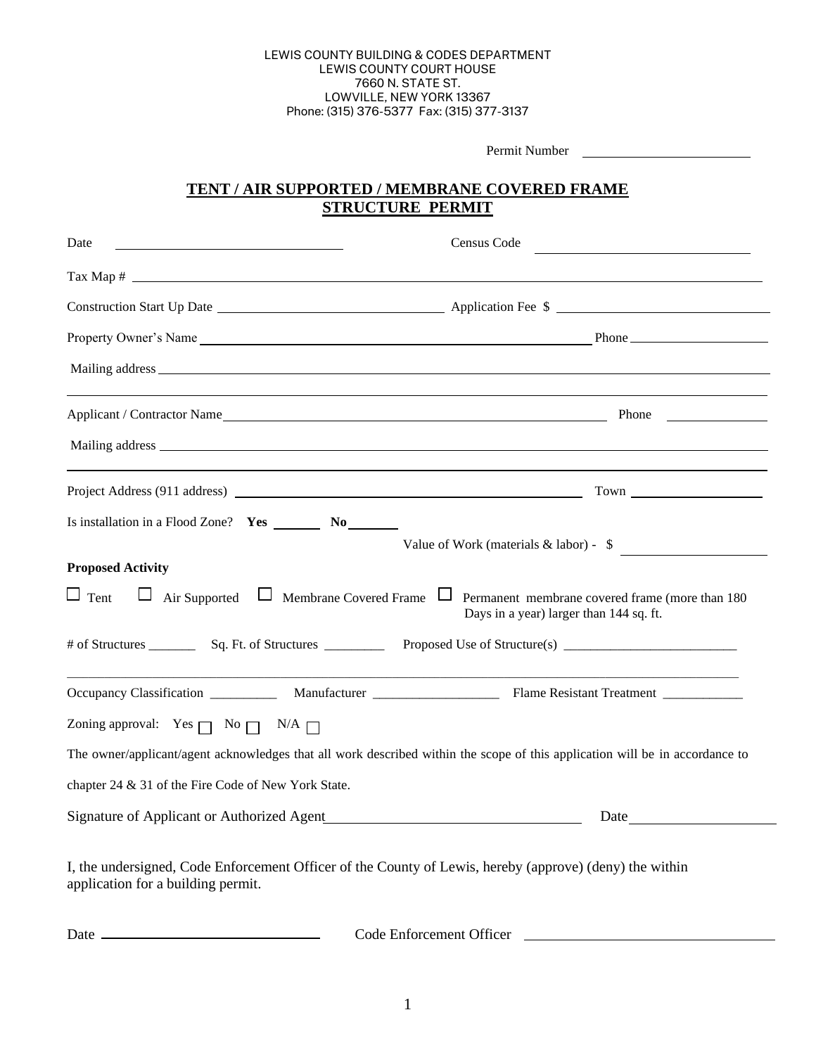LEWIS COUNTY BUILDING & CODES DEPARTMENT
LEWIS COUNTY COURT HOUSE
7660 N. STATE ST.
LOWVILLE, NEW YORK 13367
Phone: (315) 376-5377 Fax: (315) 377-3137

Permit Number ______________________

# TENT / AIR SUPPORTED / MEMBRANE COVERED FRAME STRUCTURE PERMIT

Date ______________________________ Census Code ______________________________

Tax Map # ______________________________________________________________________

Construction Start Up Date ______________________________ Application Fee $ ______________________________

Property Owner's Name ______________________________________________________ Phone ____________________

Mailing address ______________________________________________________________________

______________________________________________________________________

Applicant / Contractor Name ______________________________________________________ Phone ______________

Mailing address ______________________________________________________________________

______________________________________________________________________

Project Address (911 address) ______________________________________________ Town ____________________

Is installation in a Flood Zone? **Yes** _______ **No** _______

Value of Work (materials & labor) - $ ____________________

**Proposed Activity**

☐ Tent ☐ Air Supported ☐ Membrane Covered Frame ☐ Permanent membrane covered frame (more than 180 Days in a year) larger than 144 sq. ft.

# of Structures _______ Sq. Ft. of Structures _________ Proposed Use of Structure(s) _________________________

______________________________________________________________________

Occupancy Classification __________ Manufacturer __________________ Flame Resistant Treatment ____________

Zoning approval: Yes ☐ No ☐ N/A ☐

The owner/applicant/agent acknowledges that all work described within the scope of this application will be in accordance to chapter 24 & 31 of the Fire Code of New York State.

Signature of Applicant or Authorized Agent ___________________________________ Date ____________________

I, the undersigned, Code Enforcement Officer of the County of Lewis, hereby (approve) (deny) the within application for a building permit.

Date ______________________________ Code Enforcement Officer ___________________________________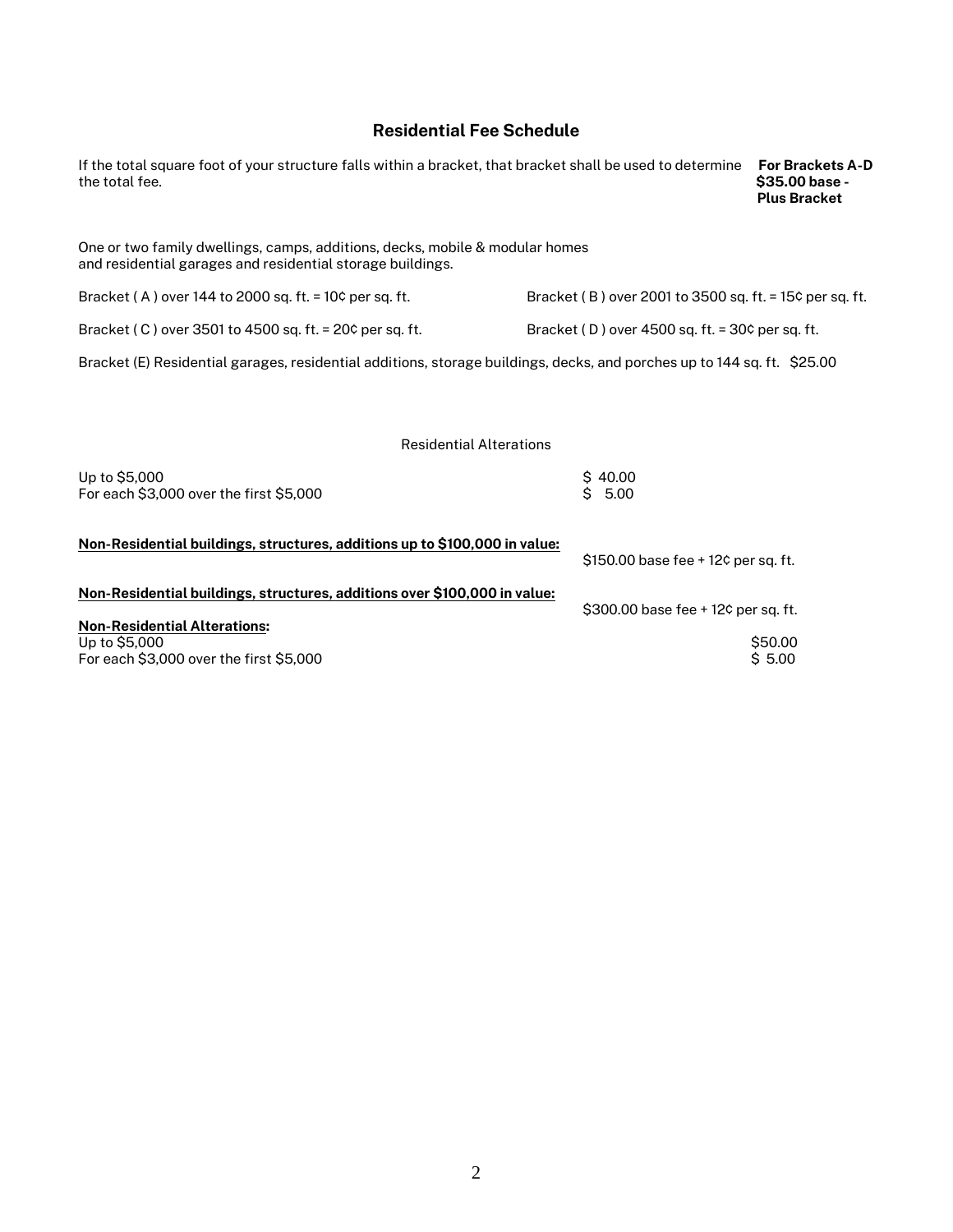## Residential Fee Schedule

If the total square foot of your structure falls within a bracket, that bracket shall be used to determine the total fee.

**For Brackets A-D $35.00 base - Plus Bracket**

One or two family dwellings, camps, additions, decks, mobile & modular homes and residential garages and residential storage buildings.

Bracket ( A ) over 144 to 2000 sq. ft. = 10¢ per sq. ft.

Bracket ( B ) over 2001 to 3500 sq. ft. = 15¢ per sq. ft.

Bracket ( C ) over 3501 to 4500 sq. ft. = 20¢ per sq. ft.

Bracket ( D ) over 4500 sq. ft. = 30¢ per sq. ft.

Bracket (E) Residential garages, residential additions, storage buildings, decks, and porches up to 144 sq. ft. $25.00

Residential Alterations

| | |
|---|---|
| Up to $5,000 | $ 40.00 |
| For each $3,000 over the first $5,000 | $ 5.00 |

**Non-Residential buildings, structures, additions up to $100,000 in value:** $150.00 base fee + 12¢ per sq. ft.

**Non-Residential buildings, structures, additions over $100,000 in value:** $300.00 base fee + 12¢ per sq. ft.

**Non-Residential Alterations:**

| | |
|---|---|
| Up to $5,000 | $50.00 |
| For each $3,000 over the first $5,000 | $ 5.00 |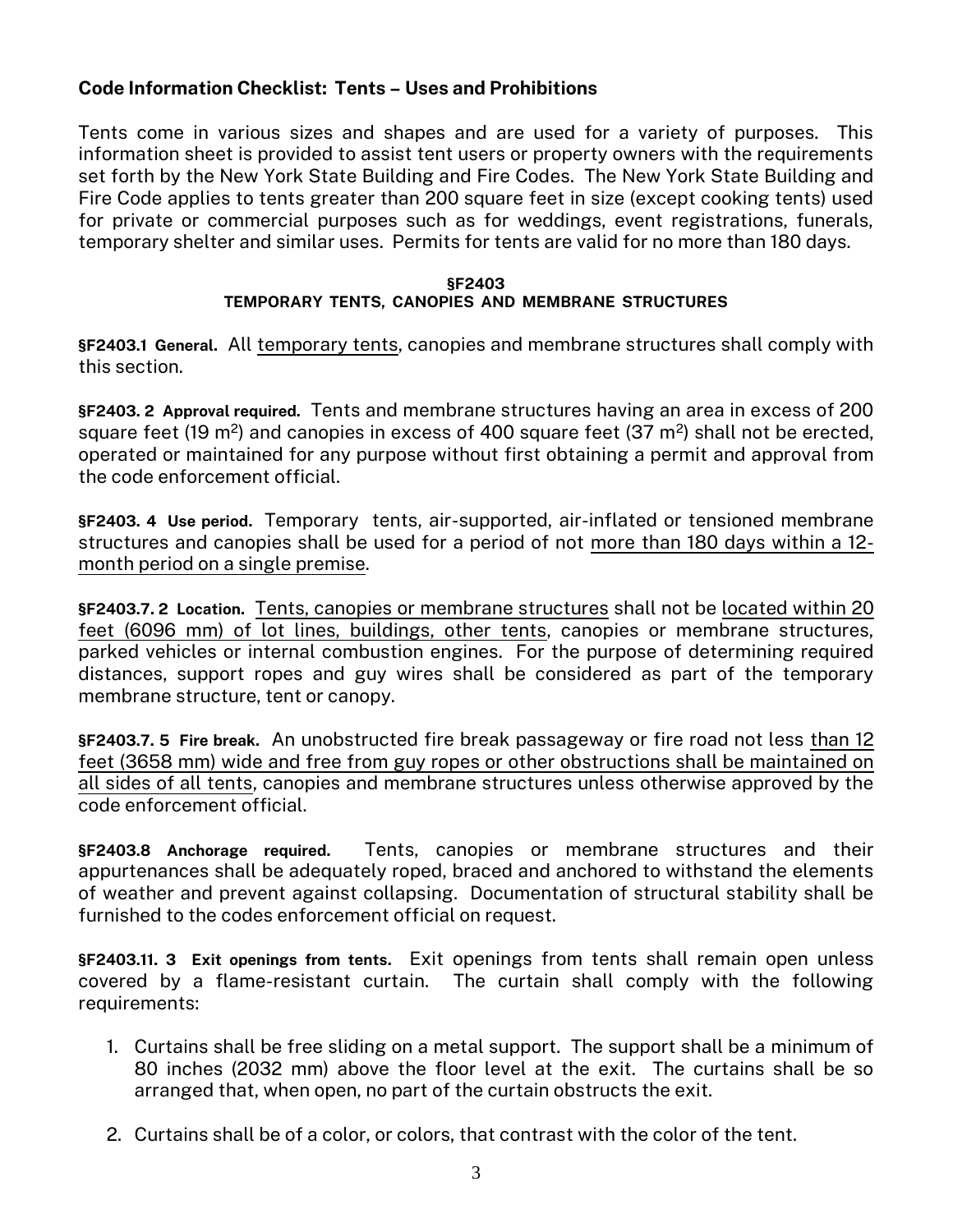**Code Information Checklist: Tents – Uses and Prohibitions**

Tents come in various sizes and shapes and are used for a variety of purposes. This information sheet is provided to assist tent users or property owners with the requirements set forth by the New York State Building and Fire Codes. The New York State Building and Fire Code applies to tents greater than 200 square feet in size (except cooking tents) used for private or commercial purposes such as for weddings, event registrations, funerals, temporary shelter and similar uses. Permits for tents are valid for no more than 180 days.

**§F2403**
**TEMPORARY TENTS, CANOPIES AND MEMBRANE STRUCTURES**

**§F2403.1 General.** All temporary tents, canopies and membrane structures shall comply with this section.

**§F2403. 2 Approval required.** Tents and membrane structures having an area in excess of 200 square feet (19 $m^2$) and canopies in excess of 400 square feet (37 $m^2$) shall not be erected, operated or maintained for any purpose without first obtaining a permit and approval from the code enforcement official.

**§F2403. 4 Use period.** Temporary tents, air-supported, air-inflated or tensioned membrane structures and canopies shall be used for a period of not more than 180 days within a 12-month period on a single premise.

**§F2403.7. 2 Location.** Tents, canopies or membrane structures shall not be located within 20 feet (6096 mm) of lot lines, buildings, other tents, canopies or membrane structures, parked vehicles or internal combustion engines. For the purpose of determining required distances, support ropes and guy wires shall be considered as part of the temporary membrane structure, tent or canopy.

**§F2403.7. 5 Fire break.** An unobstructed fire break passageway or fire road not less than 12 feet (3658 mm) wide and free from guy ropes or other obstructions shall be maintained on all sides of all tents, canopies and membrane structures unless otherwise approved by the code enforcement official.

**§F2403.8 Anchorage required.** Tents, canopies or membrane structures and their appurtenances shall be adequately roped, braced and anchored to withstand the elements of weather and prevent against collapsing. Documentation of structural stability shall be furnished to the codes enforcement official on request.

**§F2403.11. 3 Exit openings from tents.** Exit openings from tents shall remain open unless covered by a flame-resistant curtain. The curtain shall comply with the following requirements:

1. Curtains shall be free sliding on a metal support. The support shall be a minimum of 80 inches (2032 mm) above the floor level at the exit. The curtains shall be so arranged that, when open, no part of the curtain obstructs the exit.

2. Curtains shall be of a color, or colors, that contrast with the color of the tent.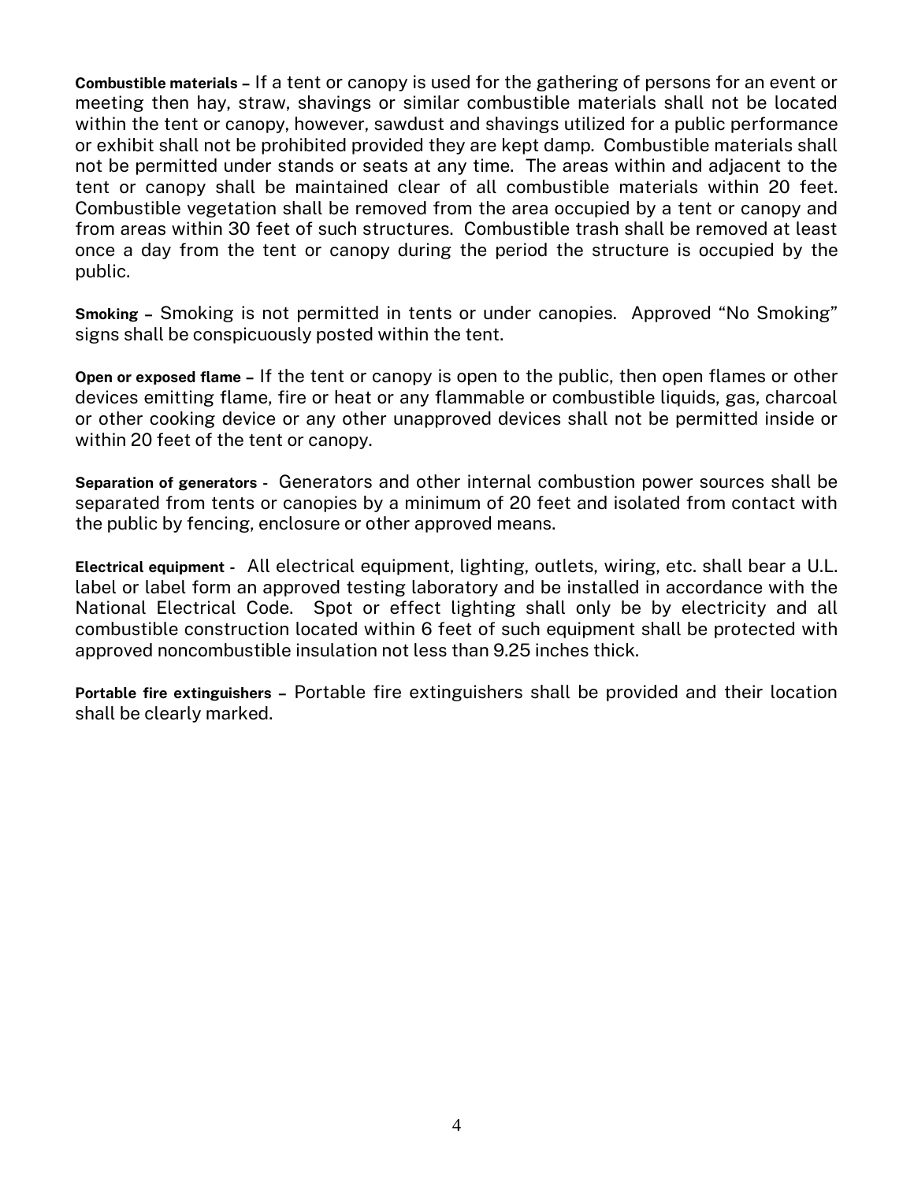**Combustible materials –** If a tent or canopy is used for the gathering of persons for an event or meeting then hay, straw, shavings or similar combustible materials shall not be located within the tent or canopy, however, sawdust and shavings utilized for a public performance or exhibit shall not be prohibited provided they are kept damp. Combustible materials shall not be permitted under stands or seats at any time. The areas within and adjacent to the tent or canopy shall be maintained clear of all combustible materials within 20 feet. Combustible vegetation shall be removed from the area occupied by a tent or canopy and from areas within 30 feet of such structures. Combustible trash shall be removed at least once a day from the tent or canopy during the period the structure is occupied by the public.

**Smoking –** Smoking is not permitted in tents or under canopies. Approved "No Smoking" signs shall be conspicuously posted within the tent.

**Open or exposed flame –** If the tent or canopy is open to the public, then open flames or other devices emitting flame, fire or heat or any flammable or combustible liquids, gas, charcoal or other cooking device or any other unapproved devices shall not be permitted inside or within 20 feet of the tent or canopy.

**Separation of generators -** Generators and other internal combustion power sources shall be separated from tents or canopies by a minimum of 20 feet and isolated from contact with the public by fencing, enclosure or other approved means.

**Electrical equipment -** All electrical equipment, lighting, outlets, wiring, etc. shall bear a U.L. label or label form an approved testing laboratory and be installed in accordance with the National Electrical Code. Spot or effect lighting shall only be by electricity and all combustible construction located within 6 feet of such equipment shall be protected with approved noncombustible insulation not less than 9.25 inches thick.

**Portable fire extinguishers –** Portable fire extinguishers shall be provided and their location shall be clearly marked.